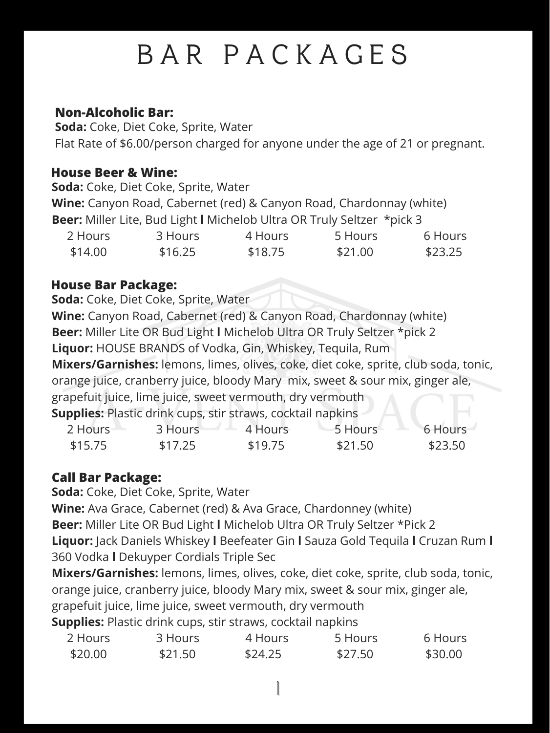# BAR PACKAGES

**Non-Alcoholic Bar:**
**Soda:** Coke, Diet Coke, Sprite, Water
Flat Rate of $6.00/person charged for anyone under the age of 21 or pregnant.

**House Beer & Wine:**
**Soda:** Coke, Diet Coke, Sprite, Water
**Wine:** Canyon Road, Cabernet (red) & Canyon Road, Chardonnay (white)
**Beer:** Miller Lite, Bud Light l Michelob Ultra OR Truly Seltzer *pick 3

| 2 Hours | 3 Hours | 4 Hours | 5 Hours | 6 Hours |
|---|---|---|---|---|
| $14.00 | $16.25 | $18.75 | $21.00 | $23.25 |

**House Bar Package:**
**Soda:** Coke, Diet Coke, Sprite, Water
**Wine:** Canyon Road, Cabernet (red) & Canyon Road, Chardonnay (white)
**Beer:** Miller Lite OR Bud Light l Michelob Ultra OR Truly Seltzer *pick 2
**Liquor:** HOUSE BRANDS of Vodka, Gin, Whiskey, Tequila, Rum
**Mixers/Garnishes:** lemons, limes, olives, coke, diet coke, sprite, club soda, tonic, orange juice, cranberry juice, bloody Mary mix, sweet & sour mix, ginger ale, grapefuit juice, lime juice, sweet vermouth, dry vermouth
**Supplies:** Plastic drink cups, stir straws, cocktail napkins

| 2 Hours | 3 Hours | 4 Hours | 5 Hours | 6 Hours |
|---|---|---|---|---|
| $15.75 | $17.25 | $19.75 | $21.50 | $23.50 |

**Call Bar Package:**
**Soda:** Coke, Diet Coke, Sprite, Water
**Wine:** Ava Grace, Cabernet (red) & Ava Grace, Chardonney (white)
**Beer:** Miller Lite OR Bud Light l Michelob Ultra OR Truly Seltzer *Pick 2
**Liquor:** Jack Daniels Whiskey l Beefeater Gin l Sauza Gold Tequila l Cruzan Rum l 360 Vodka l Dekuyper Cordials Triple Sec
**Mixers/Garnishes:** lemons, limes, olives, coke, diet coke, sprite, club soda, tonic, orange juice, cranberry juice, bloody Mary mix, sweet & sour mix, ginger ale, grapefuit juice, lime juice, sweet vermouth, dry vermouth
**Supplies:** Plastic drink cups, stir straws, cocktail napkins

| 2 Hours | 3 Hours | 4 Hours | 5 Hours | 6 Hours |
|---|---|---|---|---|
| $20.00 | $21.50 | $24.25 | $27.50 | $30.00 |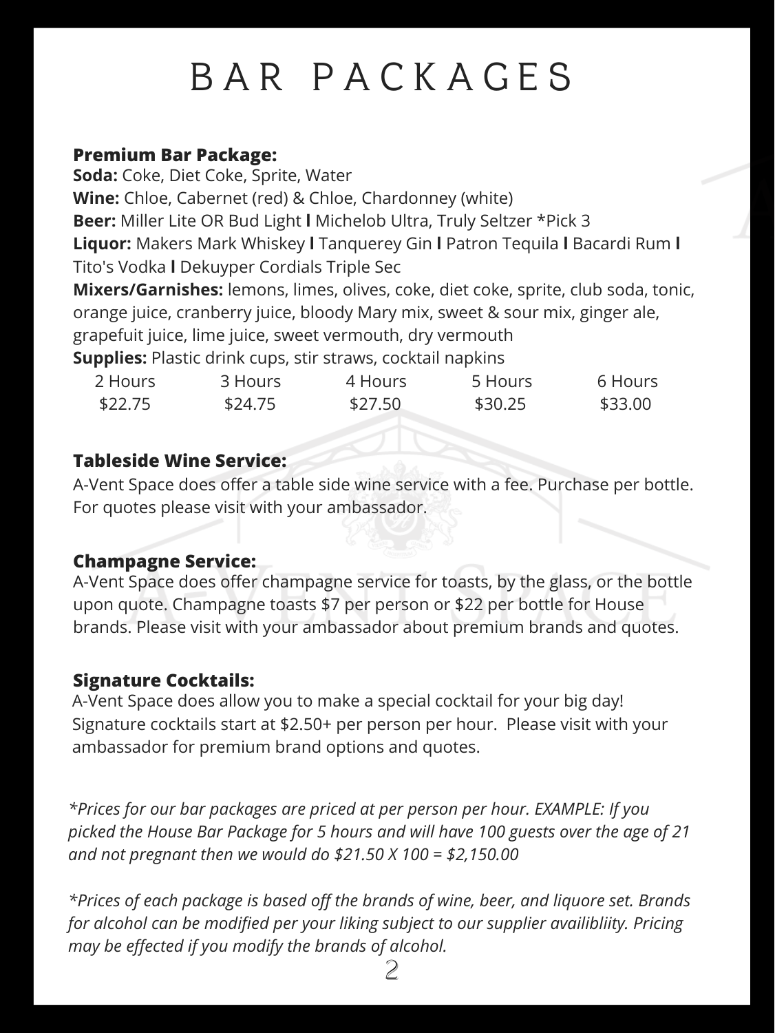# BAR PACKAGES

**Premium Bar Package:**
**Soda:** Coke, Diet Coke, Sprite, Water
**Wine:** Chloe, Cabernet (red) & Chloe, Chardonney (white)
**Beer:** Miller Lite OR Bud Light I Michelob Ultra, Truly Seltzer *Pick 3
**Liquor:** Makers Mark Whiskey I Tanquerey Gin I Patron Tequila I Bacardi Rum I Tito's Vodka I Dekuyper Cordials Triple Sec
**Mixers/Garnishes:** lemons, limes, olives, coke, diet coke, sprite, club soda, tonic, orange juice, cranberry juice, bloody Mary mix, sweet & sour mix, ginger ale, grapefuit juice, lime juice, sweet vermouth, dry vermouth
**Supplies:** Plastic drink cups, stir straws, cocktail napkins

| 2 Hours | 3 Hours | 4 Hours | 5 Hours | 6 Hours |
| --- | --- | --- | --- | --- |
| $22.75 | $24.75 | $27.50 | $30.25 | $33.00 |

**Tableside Wine Service:**
A-Vent Space does offer a table side wine service with a fee. Purchase per bottle. For quotes please visit with your ambassador.

**Champagne Service:**
A-Vent Space does offer champagne service for toasts, by the glass, or the bottle upon quote. Champagne toasts $7 per person or $22 per bottle for House brands. Please visit with your ambassador about premium brands and quotes.

**Signature Cocktails:**
A-Vent Space does allow you to make a special cocktail for your big day! Signature cocktails start at $2.50+ per person per hour. Please visit with your ambassador for premium brand options and quotes.

*\*Prices for our bar packages are priced at per person per hour. EXAMPLE: If you picked the House Bar Package for 5 hours and will have 100 guests over the age of 21 and not pregnant then we would do $21.50 X 100 = $2,150.00*

*\*Prices of each package is based off the brands of wine, beer, and liquore set. Brands for alcohol can be modified per your liking subject to our supplier availibliity. Pricing may be effected if you modify the brands of alcohol.*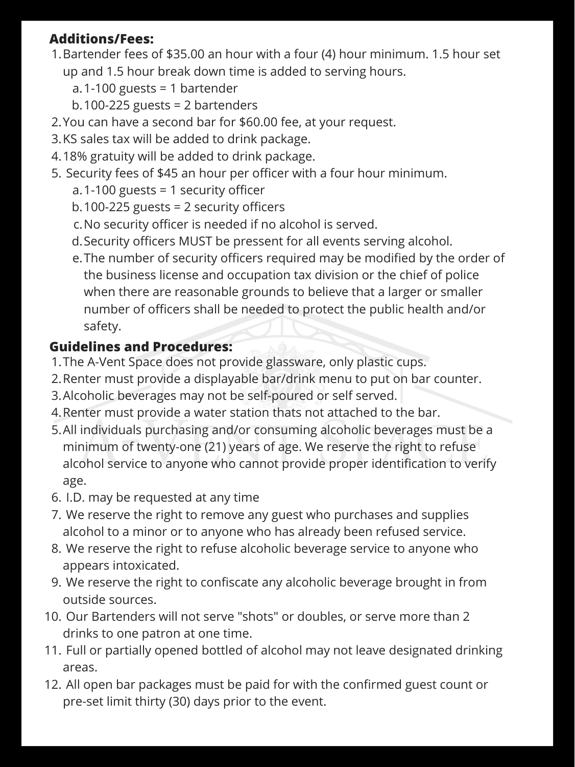**Additions/Fees:**

1. Bartender fees of $35.00 an hour with a four (4) hour minimum. 1.5 hour set up and 1.5 hour break down time is added to serving hours.
   a. 1-100 guests = 1 bartender
   b. 100-225 guests = 2 bartenders
2. You can have a second bar for $60.00 fee, at your request.
3. KS sales tax will be added to drink package.
4. 18% gratuity will be added to drink package.
5. Security fees of $45 an hour per officer with a four hour minimum.
   a. 1-100 guests = 1 security officer
   b. 100-225 guests = 2 security officers
   c. No security officer is needed if no alcohol is served.
   d. Security officers MUST be pressent for all events serving alcohol.
   e. The number of security officers required may be modified by the order of the business license and occupation tax division or the chief of police when there are reasonable grounds to believe that a larger or smaller number of officers shall be needed to protect the public health and/or safety.

**Guidelines and Procedures:**

1. The A-Vent Space does not provide glassware, only plastic cups.
2. Renter must provide a displayable bar/drink menu to put on bar counter.
3. Alcoholic beverages may not be self-poured or self served.
4. Renter must provide a water station thats not attached to the bar.
5. All individuals purchasing and/or consuming alcoholic beverages must be a minimum of twenty-one (21) years of age. We reserve the right to refuse alcohol service to anyone who cannot provide proper identification to verify age.
6. I.D. may be requested at any time
7. We reserve the right to remove any guest who purchases and supplies alcohol to a minor or to anyone who has already been refused service.
8. We reserve the right to refuse alcoholic beverage service to anyone who appears intoxicated.
9. We reserve the right to confiscate any alcoholic beverage brought in from outside sources.
10. Our Bartenders will not serve "shots" or doubles, or serve more than 2 drinks to one patron at one time.
11. Full or partially opened bottled of alcohol may not leave designated drinking areas.
12. All open bar packages must be paid for with the confirmed guest count or pre-set limit thirty (30) days prior to the event.